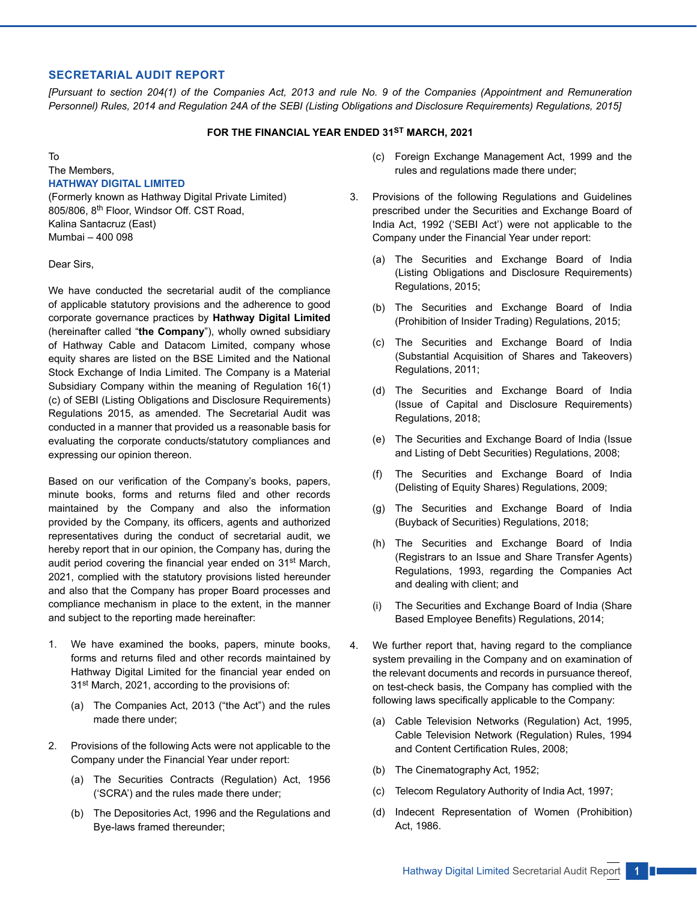## SECRETARIAL AUDIT REPORT

*[Pursuant to section 204(1) of the Companies Act, 2013 and rule No. 9 of the Companies (Appointment and Remuneration Personnel) Rules, 2014 and Regulation 24A of the SEBI (Listing Obligations and Disclosure Requirements) Regulations, 2015]*

**FOR THE FINANCIAL YEAR ENDED 31ST MARCH, 2021**

To
The Members,
**HATHWAY DIGITAL LIMITED**
(Formerly known as Hathway Digital Private Limited)
805/806, 8th Floor, Windsor Off. CST Road,
Kalina Santacruz (East)
Mumbai – 400 098

Dear Sirs,

We have conducted the secretarial audit of the compliance of applicable statutory provisions and the adherence to good corporate governance practices by **Hathway Digital Limited** (hereinafter called "**the Company**"), wholly owned subsidiary of Hathway Cable and Datacom Limited, company whose equity shares are listed on the BSE Limited and the National Stock Exchange of India Limited. The Company is a Material Subsidiary Company within the meaning of Regulation 16(1)(c) of SEBI (Listing Obligations and Disclosure Requirements) Regulations 2015, as amended. The Secretarial Audit was conducted in a manner that provided us a reasonable basis for evaluating the corporate conducts/statutory compliances and expressing our opinion thereon.

Based on our verification of the Company's books, papers, minute books, forms and returns filed and other records maintained by the Company and also the information provided by the Company, its officers, agents and authorized representatives during the conduct of secretarial audit, we hereby report that in our opinion, the Company has, during the audit period covering the financial year ended on 31st March, 2021, complied with the statutory provisions listed hereunder and also that the Company has proper Board processes and compliance mechanism in place to the extent, in the manner and subject to the reporting made hereinafter:

1. We have examined the books, papers, minute books, forms and returns filed and other records maintained by Hathway Digital Limited for the financial year ended on 31st March, 2021, according to the provisions of:

    (a) The Companies Act, 2013 ("the Act") and the rules made there under;

2. Provisions of the following Acts were not applicable to the Company under the Financial Year under report:

    (a) The Securities Contracts (Regulation) Act, 1956 ('SCRA') and the rules made there under;

    (b) The Depositories Act, 1996 and the Regulations and Bye-laws framed thereunder;

    (c) Foreign Exchange Management Act, 1999 and the rules and regulations made there under;

3. Provisions of the following Regulations and Guidelines prescribed under the Securities and Exchange Board of India Act, 1992 ('SEBI Act') were not applicable to the Company under the Financial Year under report:

    (a) The Securities and Exchange Board of India (Listing Obligations and Disclosure Requirements) Regulations, 2015;

    (b) The Securities and Exchange Board of India (Prohibition of Insider Trading) Regulations, 2015;

    (c) The Securities and Exchange Board of India (Substantial Acquisition of Shares and Takeovers) Regulations, 2011;

    (d) The Securities and Exchange Board of India (Issue of Capital and Disclosure Requirements) Regulations, 2018;

    (e) The Securities and Exchange Board of India (Issue and Listing of Debt Securities) Regulations, 2008;

    (f) The Securities and Exchange Board of India (Delisting of Equity Shares) Regulations, 2009;

    (g) The Securities and Exchange Board of India (Buyback of Securities) Regulations, 2018;

    (h) The Securities and Exchange Board of India (Registrars to an Issue and Share Transfer Agents) Regulations, 1993, regarding the Companies Act and dealing with client; and

    (i) The Securities and Exchange Board of India (Share Based Employee Benefits) Regulations, 2014;

4. We further report that, having regard to the compliance system prevailing in the Company and on examination of the relevant documents and records in pursuance thereof, on test-check basis, the Company has complied with the following laws specifically applicable to the Company:

    (a) Cable Television Networks (Regulation) Act, 1995, Cable Television Network (Regulation) Rules, 1994 and Content Certification Rules, 2008;

    (b) The Cinematography Act, 1952;

    (c) Telecom Regulatory Authority of India Act, 1997;

    (d) Indecent Representation of Women (Prohibition) Act, 1986.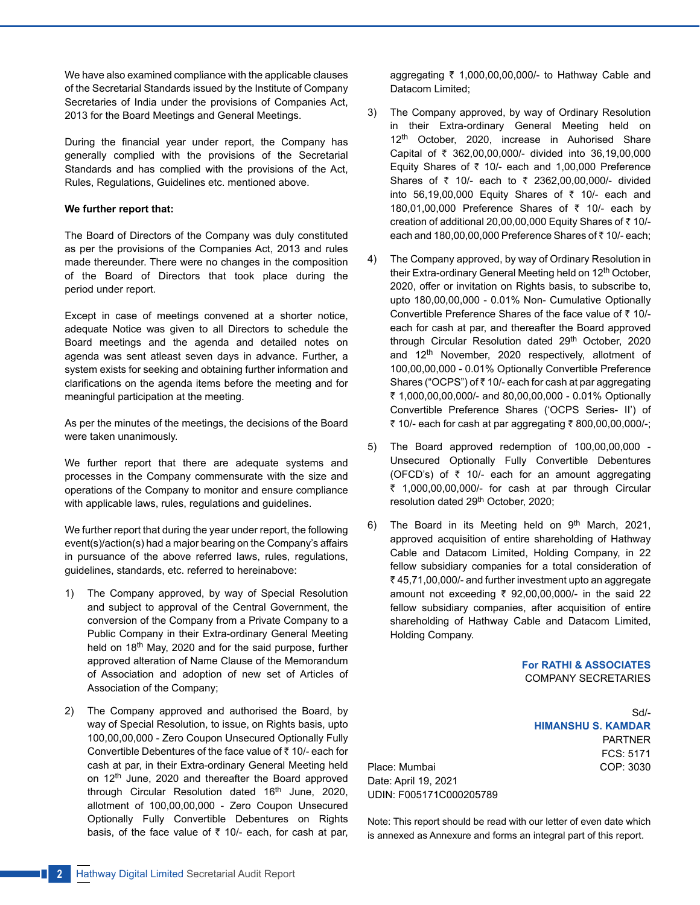We have also examined compliance with the applicable clauses of the Secretarial Standards issued by the Institute of Company Secretaries of India under the provisions of Companies Act, 2013 for the Board Meetings and General Meetings.

During the financial year under report, the Company has generally complied with the provisions of the Secretarial Standards and has complied with the provisions of the Act, Rules, Regulations, Guidelines etc. mentioned above.

**We further report that:**

The Board of Directors of the Company was duly constituted as per the provisions of the Companies Act, 2013 and rules made thereunder. There were no changes in the composition of the Board of Directors that took place during the period under report.

Except in case of meetings convened at a shorter notice, adequate Notice was given to all Directors to schedule the Board meetings and the agenda and detailed notes on agenda was sent atleast seven days in advance. Further, a system exists for seeking and obtaining further information and clarifications on the agenda items before the meeting and for meaningful participation at the meeting.

As per the minutes of the meetings, the decisions of the Board were taken unanimously.

We further report that there are adequate systems and processes in the Company commensurate with the size and operations of the Company to monitor and ensure compliance with applicable laws, rules, regulations and guidelines.

We further report that during the year under report, the following event(s)/action(s) had a major bearing on the Company's affairs in pursuance of the above referred laws, rules, regulations, guidelines, standards, etc. referred to hereinabove:

1) The Company approved, by way of Special Resolution and subject to approval of the Central Government, the conversion of the Company from a Private Company to a Public Company in their Extra-ordinary General Meeting held on 18th May, 2020 and for the said purpose, further approved alteration of Name Clause of the Memorandum of Association and adoption of new set of Articles of Association of the Company;

2) The Company approved and authorised the Board, by way of Special Resolution, to issue, on Rights basis, upto 100,00,00,000 - Zero Coupon Unsecured Optionally Fully Convertible Debentures of the face value of ₹ 10/- each for cash at par, in their Extra-ordinary General Meeting held on 12th June, 2020 and thereafter the Board approved through Circular Resolution dated 16th June, 2020, allotment of 100,00,00,000 - Zero Coupon Unsecured Optionally Fully Convertible Debentures on Rights basis, of the face value of ₹ 10/- each, for cash at par, aggregating ₹ 1,000,00,00,000/- to Hathway Cable and Datacom Limited;

3) The Company approved, by way of Ordinary Resolution in their Extra-ordinary General Meeting held on 12th October, 2020, increase in Authorised Share Capital of ₹ 362,00,00,000/- divided into 36,19,00,000 Equity Shares of ₹ 10/- each and 1,00,000 Preference Shares of ₹ 10/- each to ₹ 2362,00,00,000/- divided into 56,19,00,000 Equity Shares of ₹ 10/- each and 180,01,00,000 Preference Shares of ₹ 10/- each by creation of additional 20,00,00,000 Equity Shares of ₹ 10/- each and 180,00,00,000 Preference Shares of ₹ 10/- each;

4) The Company approved, by way of Ordinary Resolution in their Extra-ordinary General Meeting held on 12th October, 2020, offer or invitation on Rights basis, to subscribe to, upto 180,00,00,000 - 0.01% Non- Cumulative Optionally Convertible Preference Shares of the face value of ₹ 10/- each for cash at par, and thereafter the Board approved through Circular Resolution dated 29th October, 2020 and 12th November, 2020 respectively, allotment of 100,00,00,000 - 0.01% Optionally Convertible Preference Shares ("OCPS") of ₹ 10/- each for cash at par aggregating ₹ 1,000,00,00,000/- and 80,00,00,000 - 0.01% Optionally Convertible Preference Shares ('OCPS Series- II') of ₹ 10/- each for cash at par aggregating ₹ 800,00,00,000/-;

5) The Board approved redemption of 100,00,00,000 - Unsecured Optionally Fully Convertible Debentures (OFCD's) of ₹ 10/- each for an amount aggregating ₹ 1,000,00,00,000/- for cash at par through Circular resolution dated 29th October, 2020;

6) The Board in its Meeting held on 9th March, 2021, approved acquisition of entire shareholding of Hathway Cable and Datacom Limited, Holding Company, in 22 fellow subsidiary companies for a total consideration of ₹ 45,71,00,000/- and further investment upto an aggregate amount not exceeding ₹ 92,00,00,000/- in the said 22 fellow subsidiary companies, after acquisition of entire shareholding of Hathway Cable and Datacom Limited, Holding Company.

**For RATHI & ASSOCIATES**
COMPANY SECRETARIES

Sd/-
**HIMANSHU S. KAMDAR**
PARTNER
FCS: 5171
COP: 3030

Place: Mumbai
Date: April 19, 2021
UDIN: F005171C000205789

Note: This report should be read with our letter of even date which is annexed as Annexure and forms an integral part of this report.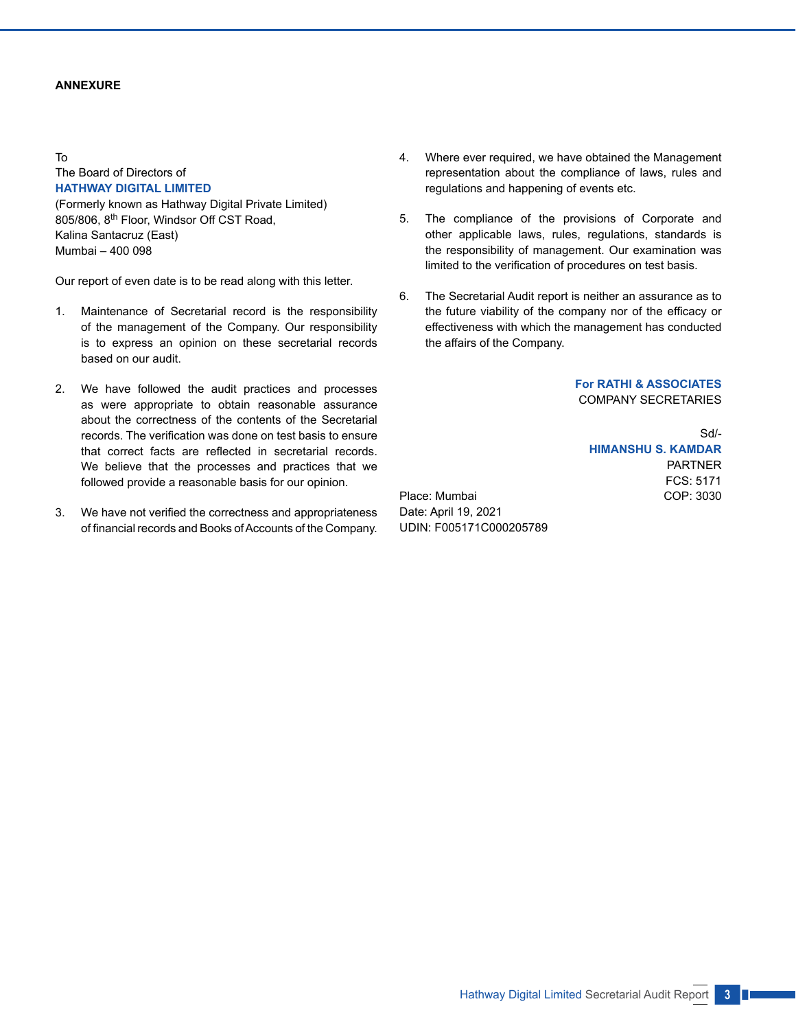**ANNEXURE**

To
The Board of Directors of
**HATHWAY DIGITAL LIMITED**
(Formerly known as Hathway Digital Private Limited)
805/806, 8th Floor, Windsor Off CST Road,
Kalina Santacruz (East)
Mumbai – 400 098

Our report of even date is to be read along with this letter.

1. Maintenance of Secretarial record is the responsibility of the management of the Company. Our responsibility is to express an opinion on these secretarial records based on our audit.

2. We have followed the audit practices and processes as were appropriate to obtain reasonable assurance about the correctness of the contents of the Secretarial records. The verification was done on test basis to ensure that correct facts are reflected in secretarial records. We believe that the processes and practices that we followed provide a reasonable basis for our opinion.

3. We have not verified the correctness and appropriateness of financial records and Books of Accounts of the Company.

4. Where ever required, we have obtained the Management representation about the compliance of laws, rules and regulations and happening of events etc.

5. The compliance of the provisions of Corporate and other applicable laws, rules, regulations, standards is the responsibility of management. Our examination was limited to the verification of procedures on test basis.

6. The Secretarial Audit report is neither an assurance as to the future viability of the company nor of the efficacy or effectiveness with which the management has conducted the affairs of the Company.

**For RATHI & ASSOCIATES**
COMPANY SECRETARIES

Sd/-
**HIMANSHU S. KAMDAR**
PARTNER
FCS: 5171
COP: 3030

Place: Mumbai
Date: April 19, 2021
UDIN: F005171C000205789